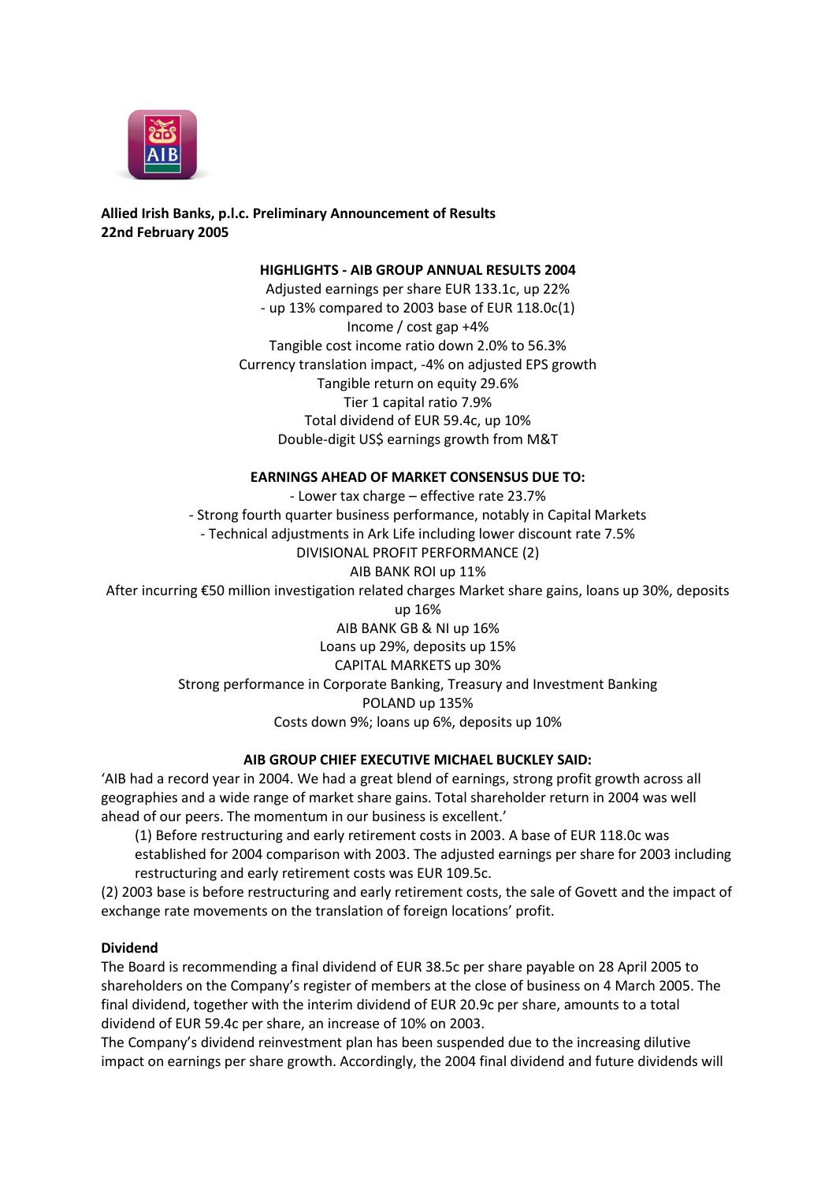**Allied Irish Banks, p.l.c. Preliminary Announcement of Results**
**22nd February 2005**

**HIGHLIGHTS - AIB GROUP ANNUAL RESULTS 2004**

Adjusted earnings per share EUR 133.1c, up 22%
- up 13% compared to 2003 base of EUR 118.0c(1)
Income / cost gap +4%
Tangible cost income ratio down 2.0% to 56.3%
Currency translation impact, -4% on adjusted EPS growth
Tangible return on equity 29.6%
Tier 1 capital ratio 7.9%
Total dividend of EUR 59.4c, up 10%
Double-digit US$ earnings growth from M&T

**EARNINGS AHEAD OF MARKET CONSENSUS DUE TO:**

- Lower tax charge – effective rate 23.7%
- Strong fourth quarter business performance, notably in Capital Markets
- Technical adjustments in Ark Life including lower discount rate 7.5%

DIVISIONAL PROFIT PERFORMANCE (2)
AIB BANK ROI up 11%
After incurring €50 million investigation related charges Market share gains, loans up 30%, deposits up 16%
AIB BANK GB & NI up 16%
Loans up 29%, deposits up 15%
CAPITAL MARKETS up 30%
Strong performance in Corporate Banking, Treasury and Investment Banking
POLAND up 135%
Costs down 9%; loans up 6%, deposits up 10%

**AIB GROUP CHIEF EXECUTIVE MICHAEL BUCKLEY SAID:**

'AIB had a record year in 2004. We had a great blend of earnings, strong profit growth across all geographies and a wide range of market share gains. Total shareholder return in 2004 was well ahead of our peers. The momentum in our business is excellent.'

(1) Before restructuring and early retirement costs in 2003. A base of EUR 118.0c was established for 2004 comparison with 2003. The adjusted earnings per share for 2003 including restructuring and early retirement costs was EUR 109.5c.

(2) 2003 base is before restructuring and early retirement costs, the sale of Govett and the impact of exchange rate movements on the translation of foreign locations' profit.

**Dividend**

The Board is recommending a final dividend of EUR 38.5c per share payable on 28 April 2005 to shareholders on the Company's register of members at the close of business on 4 March 2005. The final dividend, together with the interim dividend of EUR 20.9c per share, amounts to a total dividend of EUR 59.4c per share, an increase of 10% on 2003.

The Company's dividend reinvestment plan has been suspended due to the increasing dilutive impact on earnings per share growth. Accordingly, the 2004 final dividend and future dividends will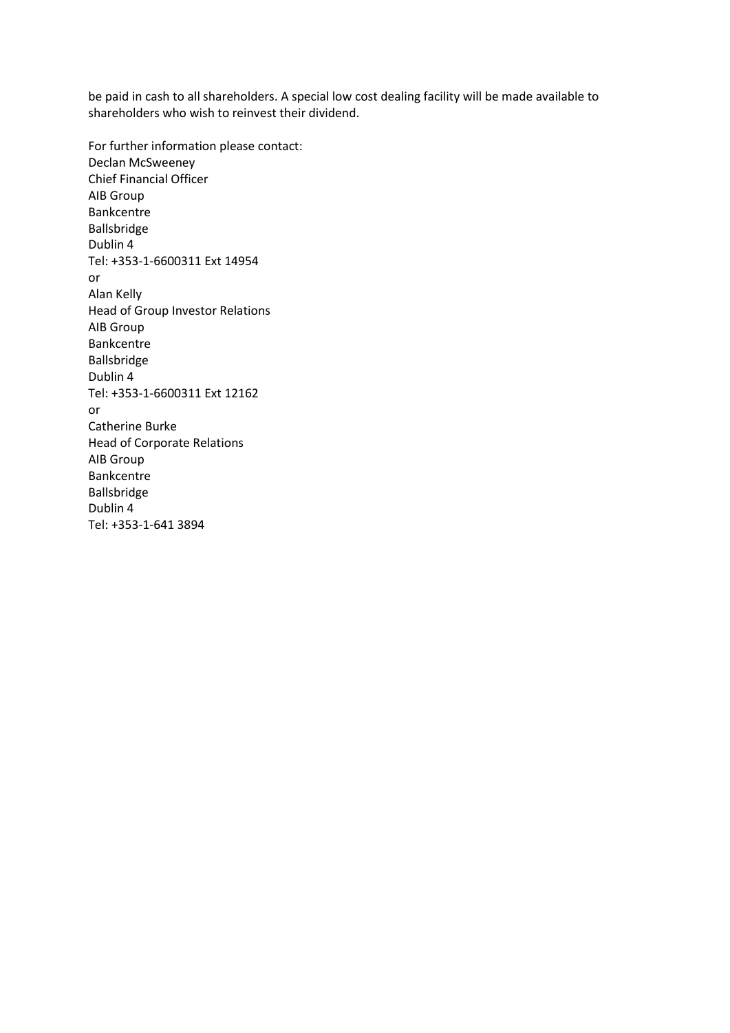be paid in cash to all shareholders. A special low cost dealing facility will be made available to shareholders who wish to reinvest their dividend.

For further information please contact:
Declan McSweeney
Chief Financial Officer
AIB Group
Bankcentre
Ballsbridge
Dublin 4
Tel: +353-1-6600311 Ext 14954
or
Alan Kelly
Head of Group Investor Relations
AIB Group
Bankcentre
Ballsbridge
Dublin 4
Tel: +353-1-6600311 Ext 12162
or
Catherine Burke
Head of Corporate Relations
AIB Group
Bankcentre
Ballsbridge
Dublin 4
Tel: +353-1-641 3894